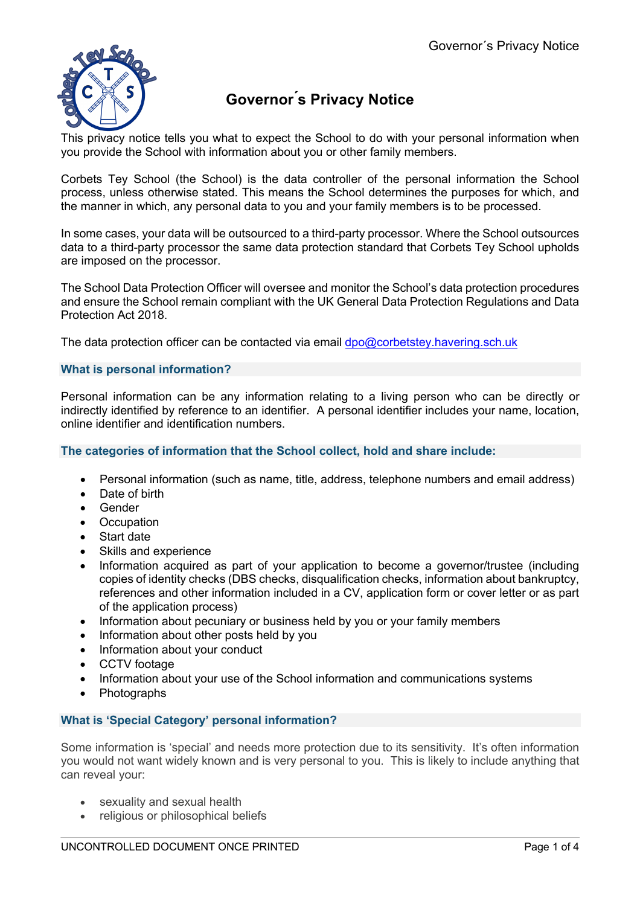# Governor´s Privacy Notice

This privacy notice tells you what to expect the School to do with your personal information when you provide the School with information about you or other family members.

Corbets Tey School (the School) is the data controller of the personal information the School process, unless otherwise stated. This means the School determines the purposes for which, and the manner in which, any personal data to you and your family members is to be processed.

In some cases, your data will be outsourced to a third-party processor. Where the School outsources data to a third-party processor the same data protection standard that Corbets Tey School upholds are imposed on the processor.

The School Data Protection Officer will oversee and monitor the School's data protection procedures and ensure the School remain compliant with the UK General Data Protection Regulations and Data Protection Act 2018.

The data protection officer can be contacted via email dpo@corbetstey.havering.sch.uk

## What is personal information?

Personal information can be any information relating to a living person who can be directly or indirectly identified by reference to an identifier. A personal identifier includes your name, location, online identifier and identification numbers.

## The categories of information that the School collect, hold and share include:

- Personal information (such as name, title, address, telephone numbers and email address)
- Date of birth
- Gender
- Occupation
- Start date
- Skills and experience
- Information acquired as part of your application to become a governor/trustee (including copies of identity checks (DBS checks, disqualification checks, information about bankruptcy, references and other information included in a CV, application form or cover letter or as part of the application process)
- Information about pecuniary or business held by you or your family members
- Information about other posts held by you
- Information about your conduct
- CCTV footage
- Information about your use of the School information and communications systems
- Photographs

## What is 'Special Category' personal information?

Some information is 'special' and needs more protection due to its sensitivity. It's often information you would not want widely known and is very personal to you. This is likely to include anything that can reveal your:

- sexuality and sexual health
- religious or philosophical beliefs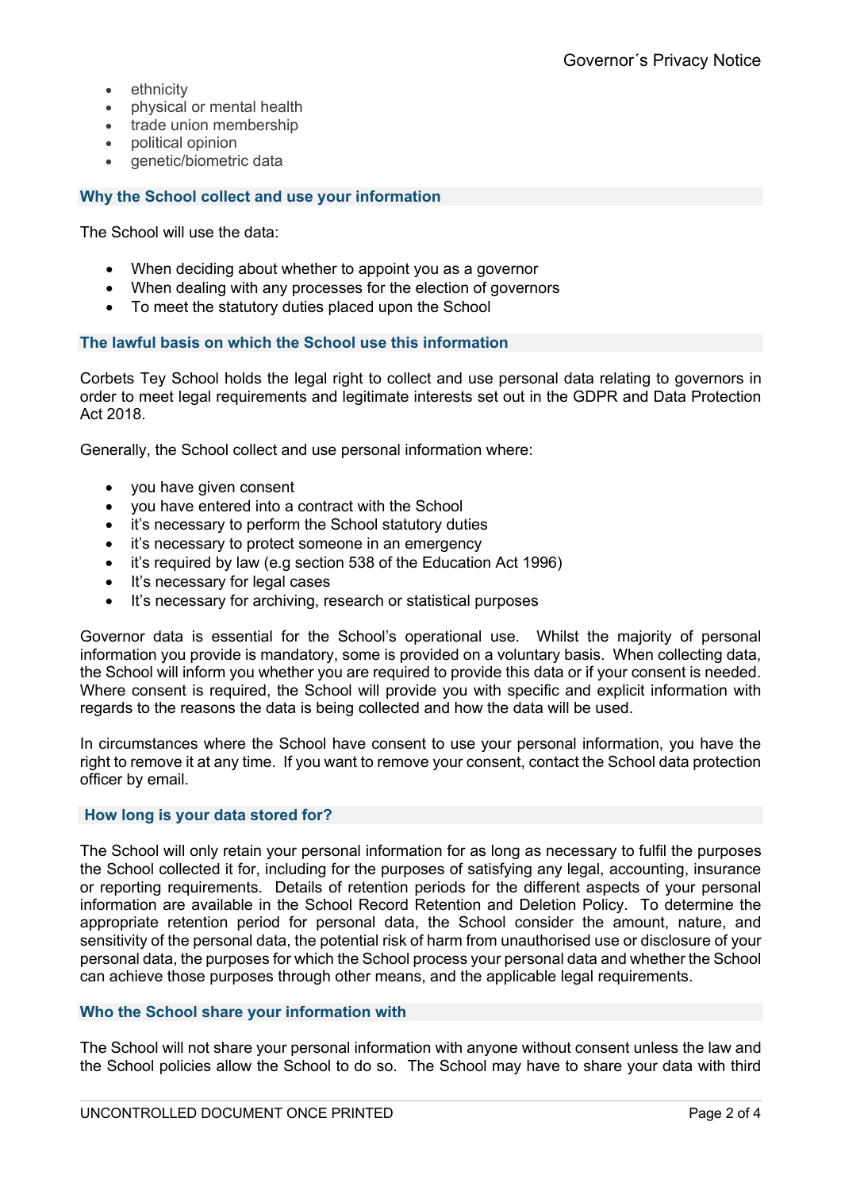- ethnicity
- physical or mental health
- trade union membership
- political opinion
- genetic/biometric data

## Why the School collect and use your information

The School will use the data:

- When deciding about whether to appoint you as a governor
- When dealing with any processes for the election of governors
- To meet the statutory duties placed upon the School

## The lawful basis on which the School use this information

Corbets Tey School holds the legal right to collect and use personal data relating to governors in order to meet legal requirements and legitimate interests set out in the GDPR and Data Protection Act 2018.

Generally, the School collect and use personal information where:

- you have given consent
- you have entered into a contract with the School
- it's necessary to perform the School statutory duties
- it's necessary to protect someone in an emergency
- it's required by law (e.g section 538 of the Education Act 1996)
- It's necessary for legal cases
- It's necessary for archiving, research or statistical purposes

Governor data is essential for the School's operational use. Whilst the majority of personal information you provide is mandatory, some is provided on a voluntary basis. When collecting data, the School will inform you whether you are required to provide this data or if your consent is needed. Where consent is required, the School will provide you with specific and explicit information with regards to the reasons the data is being collected and how the data will be used.

In circumstances where the School have consent to use your personal information, you have the right to remove it at any time. If you want to remove your consent, contact the School data protection officer by email.

## How long is your data stored for?

The School will only retain your personal information for as long as necessary to fulfil the purposes the School collected it for, including for the purposes of satisfying any legal, accounting, insurance or reporting requirements. Details of retention periods for the different aspects of your personal information are available in the School Record Retention and Deletion Policy. To determine the appropriate retention period for personal data, the School consider the amount, nature, and sensitivity of the personal data, the potential risk of harm from unauthorised use or disclosure of your personal data, the purposes for which the School process your personal data and whether the School can achieve those purposes through other means, and the applicable legal requirements.

## Who the School share your information with

The School will not share your personal information with anyone without consent unless the law and the School policies allow the School to do so. The School may have to share your data with third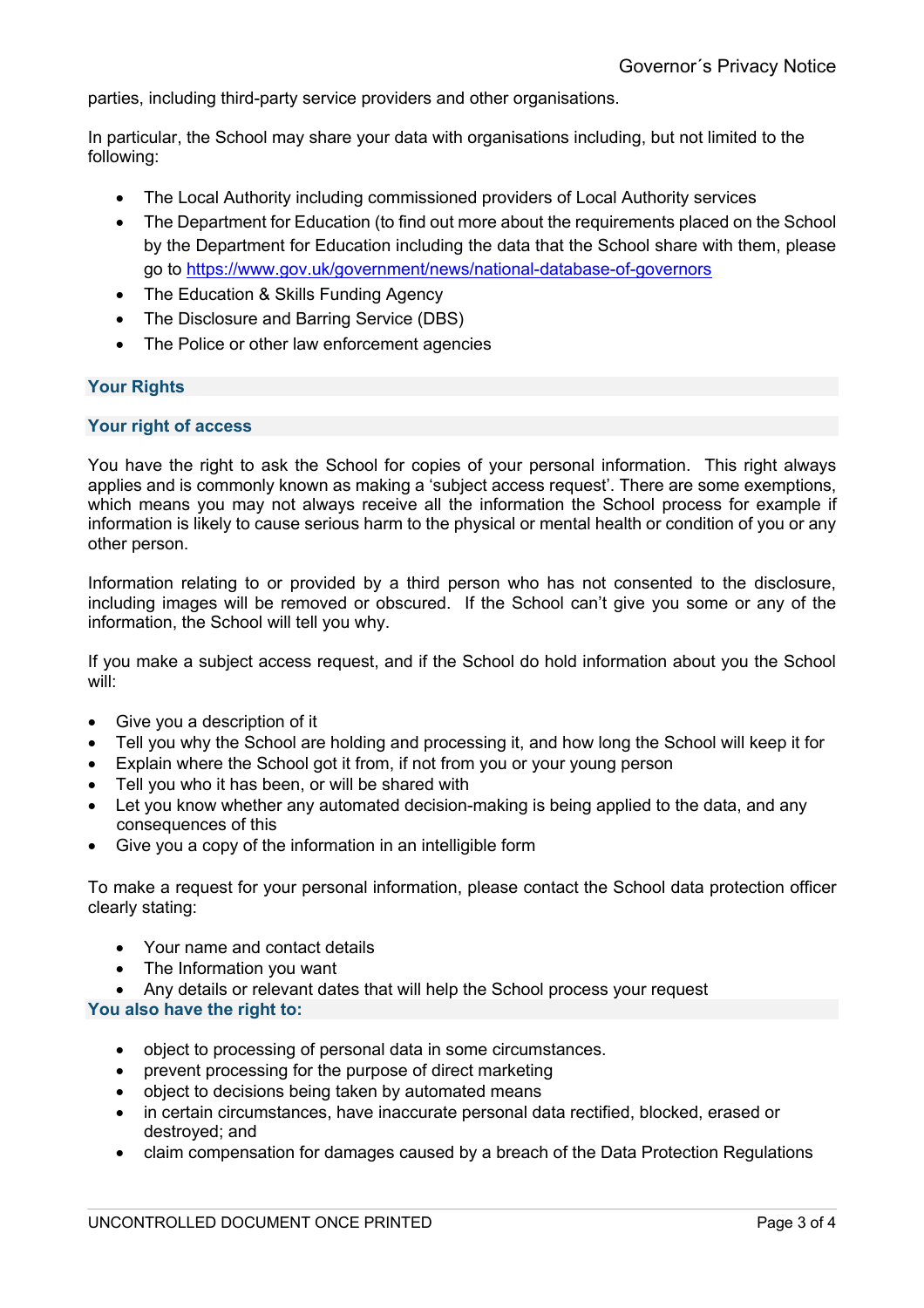parties, including third-party service providers and other organisations.

In particular, the School may share your data with organisations including, but not limited to the following:

- The Local Authority including commissioned providers of Local Authority services
- The Department for Education (to find out more about the requirements placed on the School by the Department for Education including the data that the School share with them, please go to https://www.gov.uk/government/news/national-database-of-governors
- The Education & Skills Funding Agency
- The Disclosure and Barring Service (DBS)
- The Police or other law enforcement agencies

## Your Rights

### Your right of access

You have the right to ask the School for copies of your personal information. This right always applies and is commonly known as making a 'subject access request'. There are some exemptions, which means you may not always receive all the information the School process for example if information is likely to cause serious harm to the physical or mental health or condition of you or any other person.

Information relating to or provided by a third person who has not consented to the disclosure, including images will be removed or obscured. If the School can't give you some or any of the information, the School will tell you why.

If you make a subject access request, and if the School do hold information about you the School will:

- Give you a description of it
- Tell you why the School are holding and processing it, and how long the School will keep it for
- Explain where the School got it from, if not from you or your young person
- Tell you who it has been, or will be shared with
- Let you know whether any automated decision-making is being applied to the data, and any consequences of this
- Give you a copy of the information in an intelligible form

To make a request for your personal information, please contact the School data protection officer clearly stating:

- Your name and contact details
- The Information you want
- Any details or relevant dates that will help the School process your request

### You also have the right to:

- object to processing of personal data in some circumstances.
- prevent processing for the purpose of direct marketing
- object to decisions being taken by automated means
- in certain circumstances, have inaccurate personal data rectified, blocked, erased or destroyed; and
- claim compensation for damages caused by a breach of the Data Protection Regulations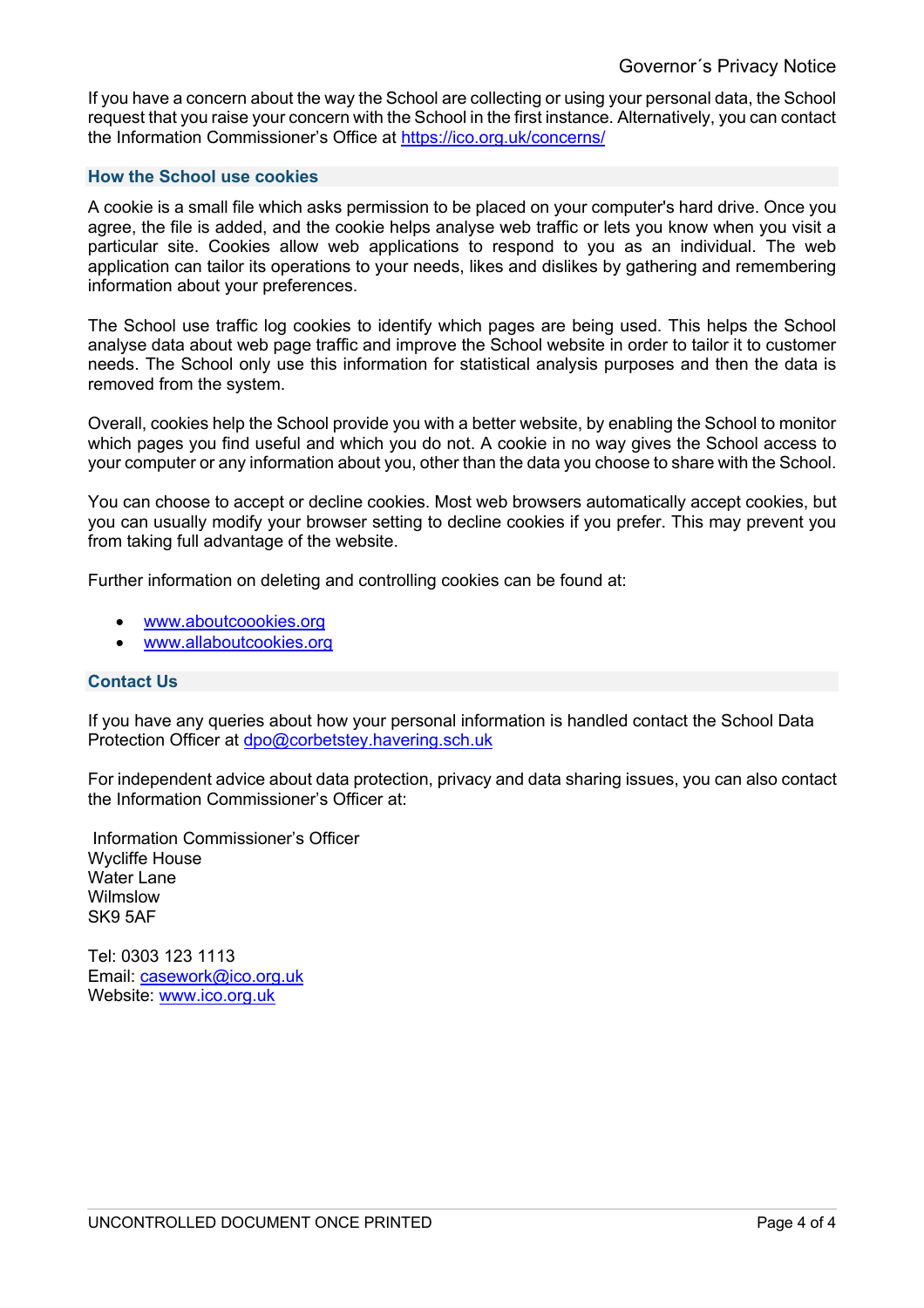If you have a concern about the way the School are collecting or using your personal data, the School request that you raise your concern with the School in the first instance. Alternatively, you can contact the Information Commissioner's Office at https://ico.org.uk/concerns/

## How the School use cookies

A cookie is a small file which asks permission to be placed on your computer's hard drive. Once you agree, the file is added, and the cookie helps analyse web traffic or lets you know when you visit a particular site. Cookies allow web applications to respond to you as an individual. The web application can tailor its operations to your needs, likes and dislikes by gathering and remembering information about your preferences.

The School use traffic log cookies to identify which pages are being used. This helps the School analyse data about web page traffic and improve the School website in order to tailor it to customer needs. The School only use this information for statistical analysis purposes and then the data is removed from the system.

Overall, cookies help the School provide you with a better website, by enabling the School to monitor which pages you find useful and which you do not. A cookie in no way gives the School access to your computer or any information about you, other than the data you choose to share with the School.

You can choose to accept or decline cookies. Most web browsers automatically accept cookies, but you can usually modify your browser setting to decline cookies if you prefer. This may prevent you from taking full advantage of the website.

Further information on deleting and controlling cookies can be found at:

- www.aboutcoookies.org
- www.allaboutcookies.org

## Contact Us

If you have any queries about how your personal information is handled contact the School Data Protection Officer at dpo@corbetstey.havering.sch.uk

For independent advice about data protection, privacy and data sharing issues, you can also contact the Information Commissioner's Officer at:

Information Commissioner's Officer
Wycliffe House
Water Lane
Wilmslow
SK9 5AF

Tel: 0303 123 1113
Email: casework@ico.org.uk
Website: www.ico.org.uk